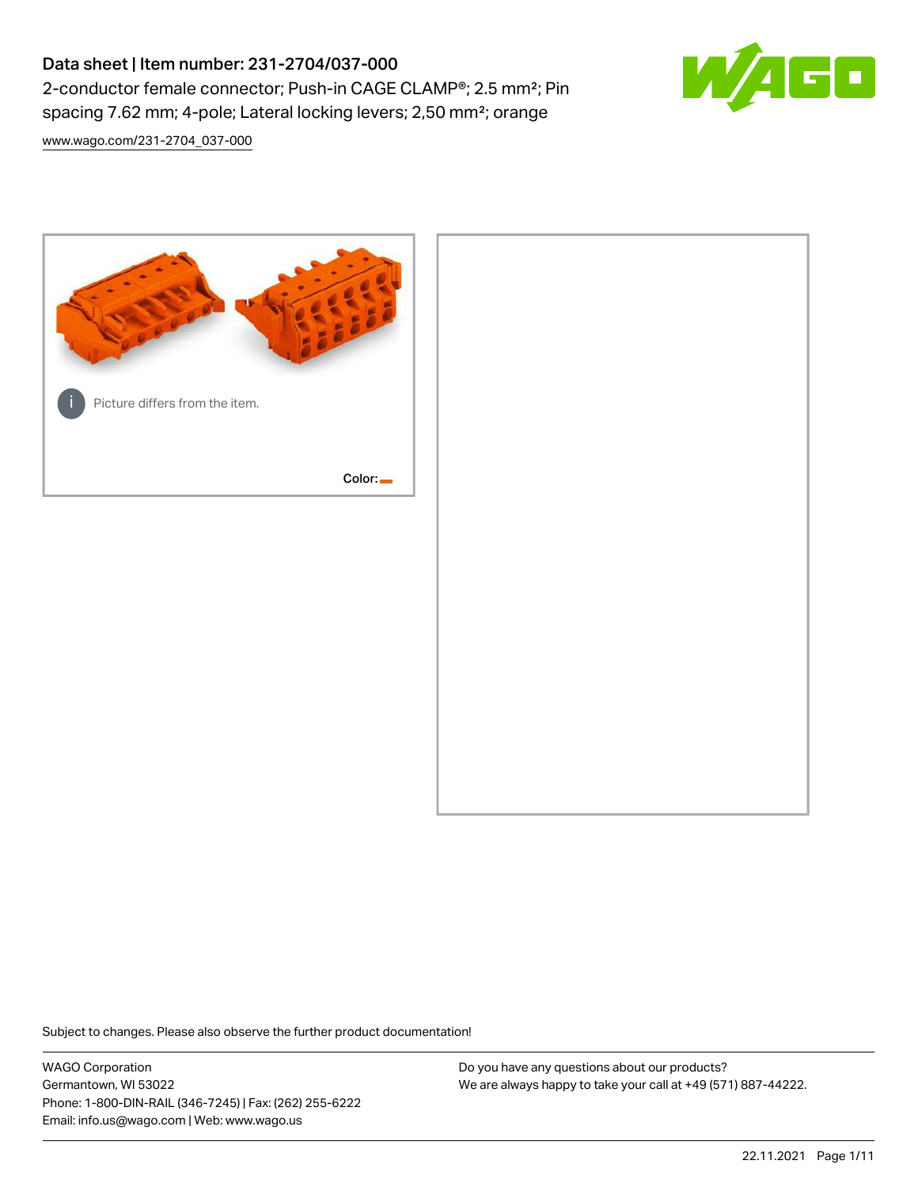# Data sheet | Item number: 231-2704/037-000

2-conductor female connector; Push-in CAGE CLAMP®; 2.5 mm²; Pin spacing 7.62 mm; 4-pole; Lateral locking levers; 2,50 mm²; orange

www.wago.com/231-2704_037-000

Picture differs from the item.

Color:

Subject to changes. Please also observe the further product documentation!

WAGO Corporation
Germantown, WI 53022
Phone: 1-800-DIN-RAIL (346-7245) | Fax: (262) 255-6222
Email: info.us@wago.com | Web: www.wago.us

Do you have any questions about our products?
We are always happy to take your call at +49 (571) 887-44222.

22.11.2021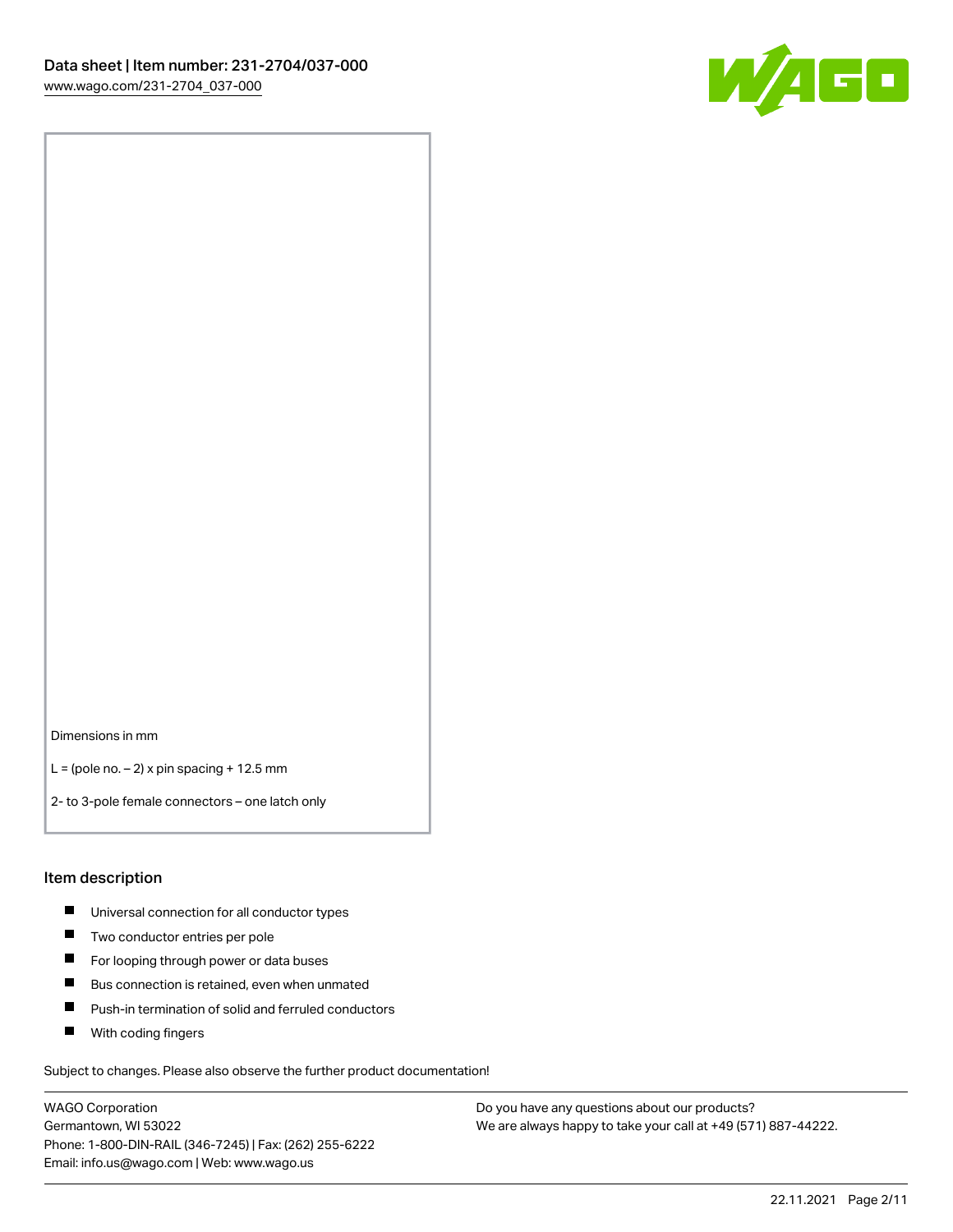Dimensions in mm

L = (pole no. – 2) x pin spacing + 12.5 mm

2- to 3-pole female connectors – one latch only

## Item description

- Universal connection for all conductor types
- Two conductor entries per pole
- For looping through power or data buses
- Bus connection is retained, even when unmated
- Push-in termination of solid and ferruled conductors
- With coding fingers

Subject to changes. Please also observe the further product documentation!

WAGO Corporation
Germantown, WI 53022
Phone: 1-800-DIN-RAIL (346-7245) | Fax: (262) 255-6222
Email: info.us@wago.com | Web: www.wago.us

Do you have any questions about our products?
We are always happy to take your call at +49 (571) 887-44222.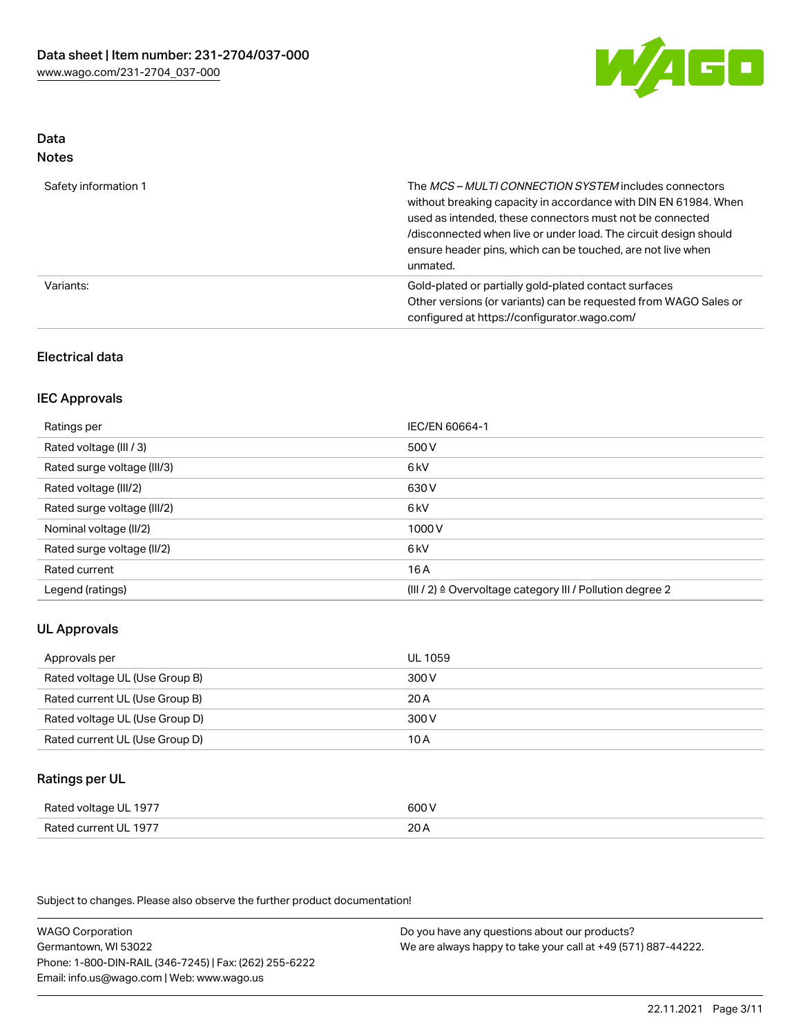## Data
### Notes

| | |
|---|---|
| Safety information 1 | The *MCS – MULTI CONNECTION SYSTEM* includes connectors without breaking capacity in accordance with DIN EN 61984. When used as intended, these connectors must not be connected /disconnected when live or under load. The circuit design should ensure header pins, which can be touched, are not live when unmated. |
| Variants: | Gold-plated or partially gold-plated contact surfaces<br>Other versions (or variants) can be requested from WAGO Sales or configured at https://configurator.wago.com/ |

### Electrical data

### IEC Approvals

| | |
|---|---|
| Ratings per | IEC/EN 60664-1 |
| Rated voltage (III / 3) | 500 V |
| Rated surge voltage (III/3) | 6 kV |
| Rated voltage (III/2) | 630 V |
| Rated surge voltage (III/2) | 6 kV |
| Nominal voltage (II/2) | 1000 V |
| Rated surge voltage (II/2) | 6 kV |
| Rated current | 16 A |
| Legend (ratings) | (III / 2) ≙ Overvoltage category III / Pollution degree 2 |

### UL Approvals

| | |
|---|---|
| Approvals per | UL 1059 |
| Rated voltage UL (Use Group B) | 300 V |
| Rated current UL (Use Group B) | 20 A |
| Rated voltage UL (Use Group D) | 300 V |
| Rated current UL (Use Group D) | 10 A |

### Ratings per UL

| | |
|---|---|
| Rated voltage UL 1977 | 600 V |
| Rated current UL 1977 | 20 A |

Subject to changes. Please also observe the further product documentation!

WAGO Corporation
Germantown, WI 53022
Phone: 1-800-DIN-RAIL (346-7245) | Fax: (262) 255-6222
Email: info.us@wago.com | Web: www.wago.us

Do you have any questions about our products?
We are always happy to take your call at +49 (571) 887-44222.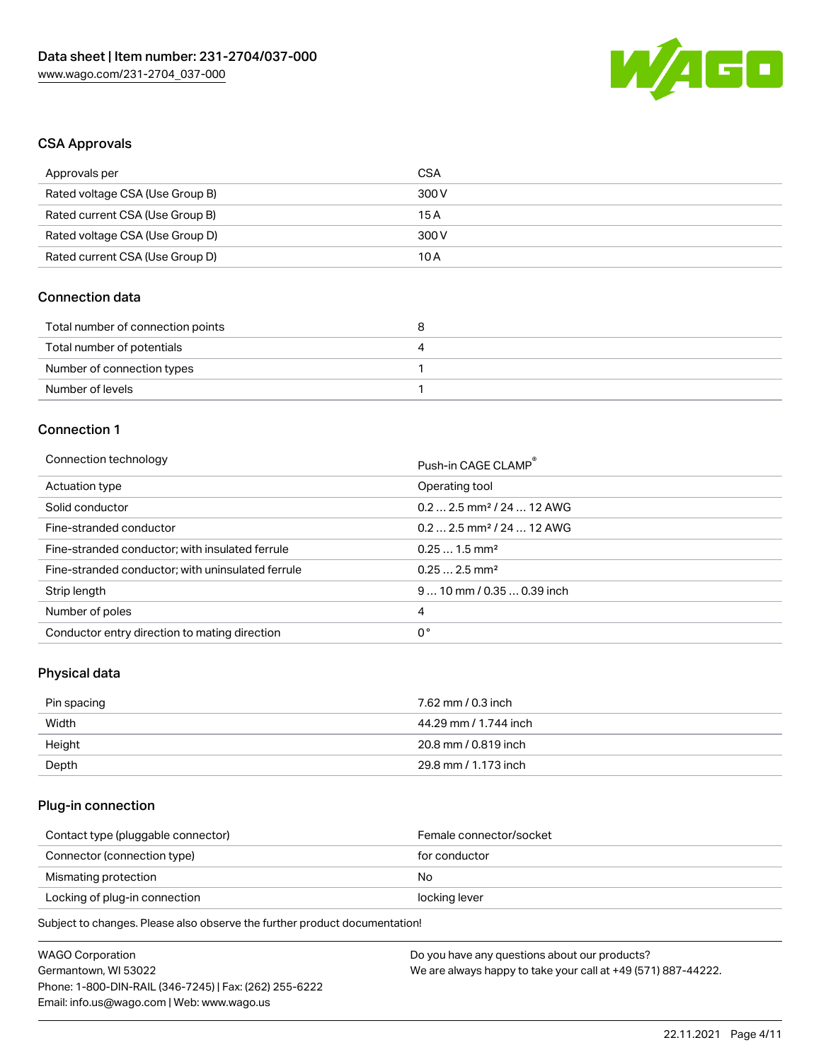## CSA Approvals

| Approvals per | CSA |
| --- | --- |
| Rated voltage CSA (Use Group B) | 300 V |
| Rated current CSA (Use Group B) | 15 A |
| Rated voltage CSA (Use Group D) | 300 V |
| Rated current CSA (Use Group D) | 10 A |

## Connection data

| Total number of connection points | 8 |
| --- | --- |
| Total number of potentials | 4 |
| Number of connection types | 1 |
| Number of levels | 1 |

## Connection 1

| Connection technology | Push-in CAGE CLAMP® |
| --- | --- |
| Actuation type | Operating tool |
| Solid conductor | 0.2 … 2.5 mm² / 24 … 12 AWG |
| Fine-stranded conductor | 0.2 … 2.5 mm² / 24 … 12 AWG |
| Fine-stranded conductor; with insulated ferrule | 0.25 … 1.5 mm² |
| Fine-stranded conductor; with uninsulated ferrule | 0.25 … 2.5 mm² |
| Strip length | 9 … 10 mm / 0.35 … 0.39 inch |
| Number of poles | 4 |
| Conductor entry direction to mating direction | 0 ° |

## Physical data

| Pin spacing | 7.62 mm / 0.3 inch |
| --- | --- |
| Width | 44.29 mm / 1.744 inch |
| Height | 20.8 mm / 0.819 inch |
| Depth | 29.8 mm / 1.173 inch |

## Plug-in connection

| Contact type (pluggable connector) | Female connector/socket |
| --- | --- |
| Connector (connection type) | for conductor |
| Mismating protection | No |
| Locking of plug-in connection | locking lever |

Subject to changes. Please also observe the further product documentation!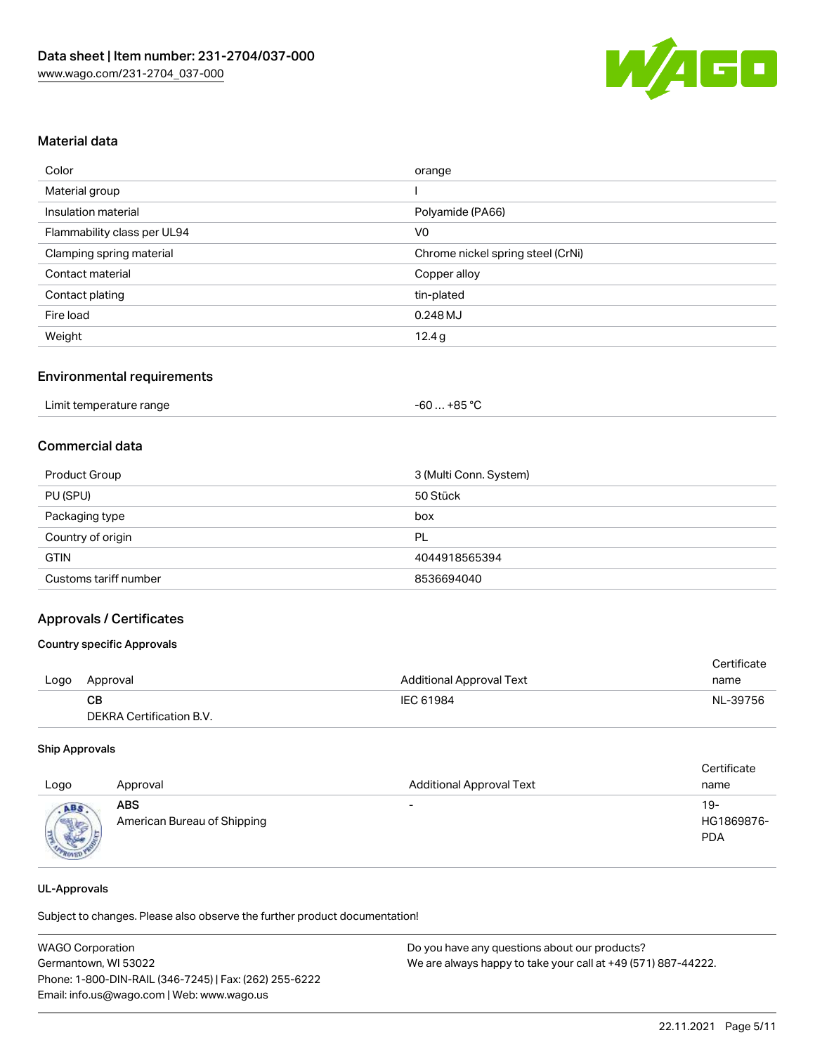## Material data

| Color | orange |
|---|---|
| Material group | I |
| Insulation material | Polyamide (PA66) |
| Flammability class per UL94 | V0 |
| Clamping spring material | Chrome nickel spring steel (CrNi) |
| Contact material | Copper alloy |
| Contact plating | tin-plated |
| Fire load | 0.248 MJ |
| Weight | 12.4 g |

## Environmental requirements

| Limit temperature range | -60 … +85 °C |
|---|---|

## Commercial data

| Product Group | 3 (Multi Conn. System) |
|---|---|
| PU (SPU) | 50 Stück |
| Packaging type | box |
| Country of origin | PL |
| GTIN | 4044918565394 |
| Customs tariff number | 8536694040 |

## Approvals / Certificates

### Country specific Approvals

| Logo | Approval | Additional Approval Text | Certificate name |
|---|---|---|---|
| | **CB** DEKRA Certification B.V. | IEC 61984 | NL-39756 |

### Ship Approvals

| Logo | Approval | Additional Approval Text | Certificate name |
|---|---|---|---|
| | **ABS** American Bureau of Shipping | - | 19-HG1869876-PDA |

### UL-Approvals

Subject to changes. Please also observe the further product documentation!

WAGO Corporation
Germantown, WI 53022
Phone: 1-800-DIN-RAIL (346-7245) | Fax: (262) 255-6222
Email: info.us@wago.com | Web: www.wago.us

Do you have any questions about our products?
We are always happy to take your call at +49 (571) 887-44222.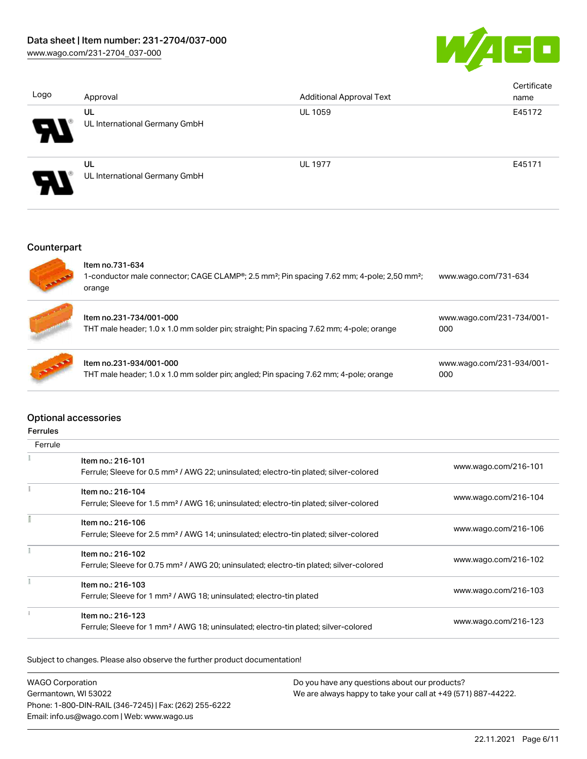| Logo | Approval | Additional Approval Text | Certificate name |
|---|---|---|---|
| | UL<br>UL International Germany GmbH | UL 1059 | E45172 |
| | UL<br>UL International Germany GmbH | UL 1977 | E45171 |

## Counterpart

| Item | Link |
|---|---|
| Item no.731-634<br>1-conductor male connector; CAGE CLAMP®; 2.5 mm²; Pin spacing 7.62 mm; 4-pole; 2,50 mm²; orange | www.wago.com/731-634 |
| Item no.231-734/001-000<br>THT male header; 1.0 x 1.0 mm solder pin; straight; Pin spacing 7.62 mm; 4-pole; orange | www.wago.com/231-734/001-000 |
| Item no.231-934/001-000<br>THT male header; 1.0 x 1.0 mm solder pin; angled; Pin spacing 7.62 mm; 4-pole; orange | www.wago.com/231-934/001-000 |

## Optional accessories

### Ferrules

| Ferrule | |
|---|---|
| Item no.: 216-101<br>Ferrule; Sleeve for 0.5 mm² / AWG 22; uninsulated; electro-tin plated; silver-colored | www.wago.com/216-101 |
| Item no.: 216-104<br>Ferrule; Sleeve for 1.5 mm² / AWG 16; uninsulated; electro-tin plated; silver-colored | www.wago.com/216-104 |
| Item no.: 216-106<br>Ferrule; Sleeve for 2.5 mm² / AWG 14; uninsulated; electro-tin plated; silver-colored | www.wago.com/216-106 |
| Item no.: 216-102<br>Ferrule; Sleeve for 0.75 mm² / AWG 20; uninsulated; electro-tin plated; silver-colored | www.wago.com/216-102 |
| Item no.: 216-103<br>Ferrule; Sleeve for 1 mm² / AWG 18; uninsulated; electro-tin plated | www.wago.com/216-103 |
| Item no.: 216-123<br>Ferrule; Sleeve for 1 mm² / AWG 18; uninsulated; electro-tin plated; silver-colored | www.wago.com/216-123 |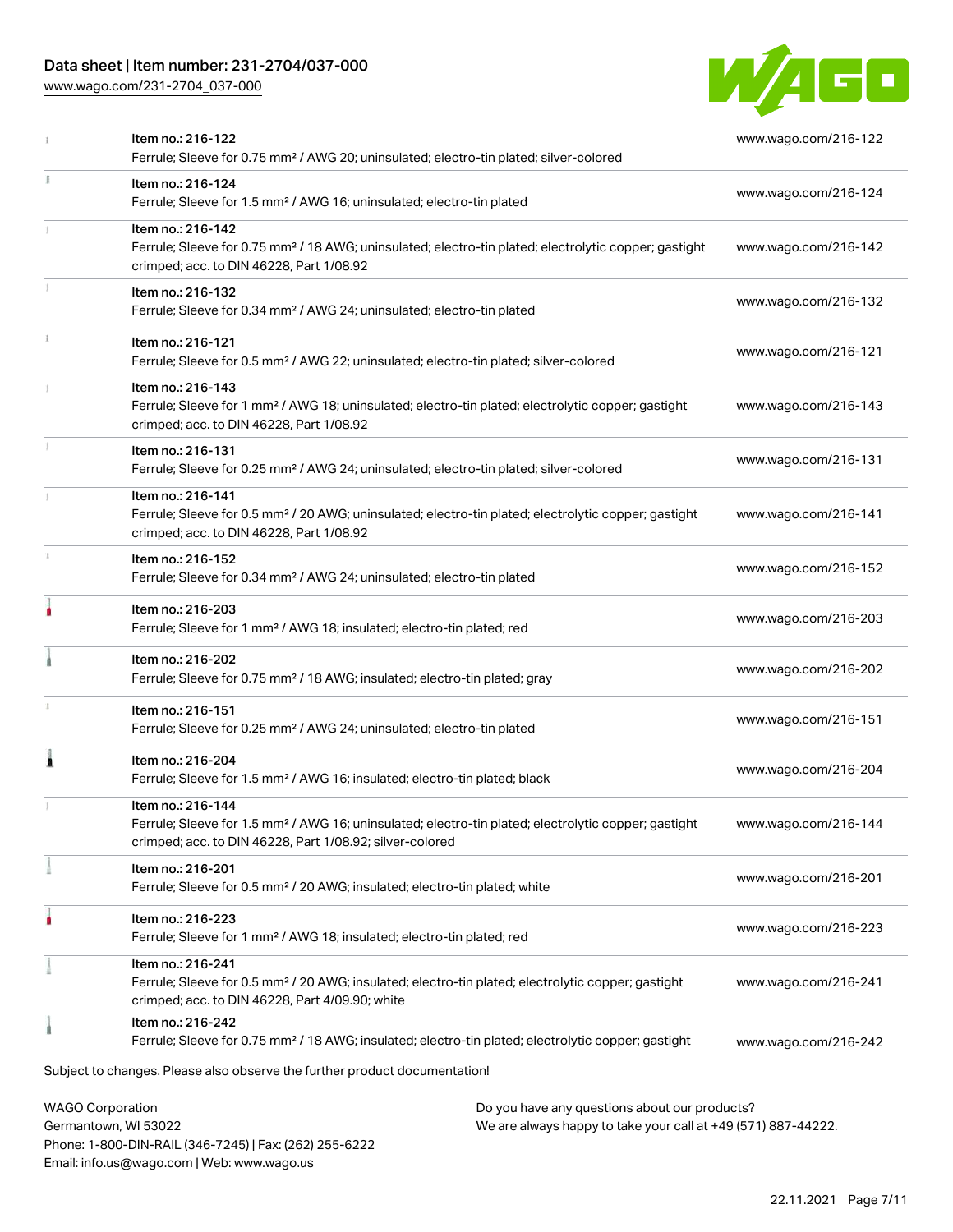| Item | Link |
| --- | --- |
| Item no.: 216-122<br>Ferrule; Sleeve for 0.75 mm² / AWG 20; uninsulated; electro-tin plated; silver-colored | www.wago.com/216-122 |
| Item no.: 216-124<br>Ferrule; Sleeve for 1.5 mm² / AWG 16; uninsulated; electro-tin plated | www.wago.com/216-124 |
| Item no.: 216-142<br>Ferrule; Sleeve for 0.75 mm² / 18 AWG; uninsulated; electro-tin plated; electrolytic copper; gastight crimped; acc. to DIN 46228, Part 1/08.92 | www.wago.com/216-142 |
| Item no.: 216-132<br>Ferrule; Sleeve for 0.34 mm² / AWG 24; uninsulated; electro-tin plated | www.wago.com/216-132 |
| Item no.: 216-121<br>Ferrule; Sleeve for 0.5 mm² / AWG 22; uninsulated; electro-tin plated; silver-colored | www.wago.com/216-121 |
| Item no.: 216-143<br>Ferrule; Sleeve for 1 mm² / AWG 18; uninsulated; electro-tin plated; electrolytic copper; gastight crimped; acc. to DIN 46228, Part 1/08.92 | www.wago.com/216-143 |
| Item no.: 216-131<br>Ferrule; Sleeve for 0.25 mm² / AWG 24; uninsulated; electro-tin plated; silver-colored | www.wago.com/216-131 |
| Item no.: 216-141<br>Ferrule; Sleeve for 0.5 mm² / 20 AWG; uninsulated; electro-tin plated; electrolytic copper; gastight crimped; acc. to DIN 46228, Part 1/08.92 | www.wago.com/216-141 |
| Item no.: 216-152<br>Ferrule; Sleeve for 0.34 mm² / AWG 24; uninsulated; electro-tin plated | www.wago.com/216-152 |
| Item no.: 216-203<br>Ferrule; Sleeve for 1 mm² / AWG 18; insulated; electro-tin plated; red | www.wago.com/216-203 |
| Item no.: 216-202<br>Ferrule; Sleeve for 0.75 mm² / 18 AWG; insulated; electro-tin plated; gray | www.wago.com/216-202 |
| Item no.: 216-151<br>Ferrule; Sleeve for 0.25 mm² / AWG 24; uninsulated; electro-tin plated | www.wago.com/216-151 |
| Item no.: 216-204<br>Ferrule; Sleeve for 1.5 mm² / AWG 16; insulated; electro-tin plated; black | www.wago.com/216-204 |
| Item no.: 216-144<br>Ferrule; Sleeve for 1.5 mm² / AWG 16; uninsulated; electro-tin plated; electrolytic copper; gastight crimped; acc. to DIN 46228, Part 1/08.92; silver-colored | www.wago.com/216-144 |
| Item no.: 216-201<br>Ferrule; Sleeve for 0.5 mm² / 20 AWG; insulated; electro-tin plated; white | www.wago.com/216-201 |
| Item no.: 216-223<br>Ferrule; Sleeve for 1 mm² / AWG 18; insulated; electro-tin plated; red | www.wago.com/216-223 |
| Item no.: 216-241<br>Ferrule; Sleeve for 0.5 mm² / 20 AWG; insulated; electro-tin plated; electrolytic copper; gastight crimped; acc. to DIN 46228, Part 4/09.90; white | www.wago.com/216-241 |
| Item no.: 216-242<br>Ferrule; Sleeve for 0.75 mm² / 18 AWG; insulated; electro-tin plated; electrolytic copper; gastight | www.wago.com/216-242 |

Subject to changes. Please also observe the further product documentation!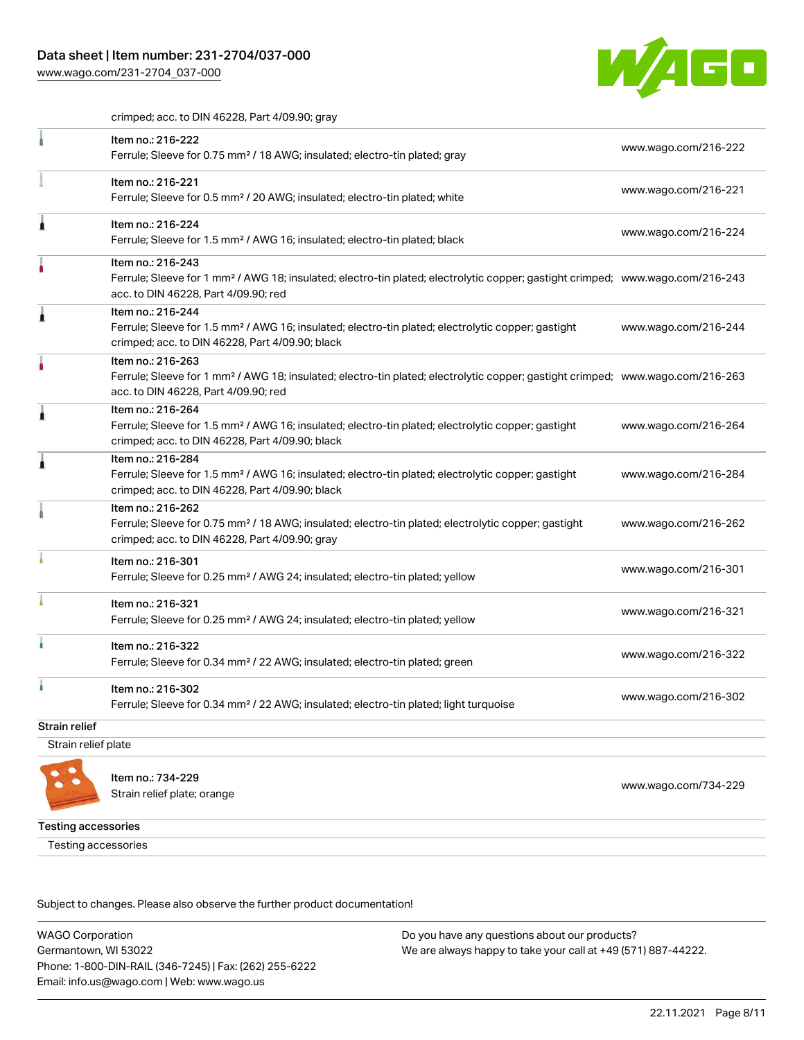crimped; acc. to DIN 46228, Part 4/09.90; gray

| | | |
|---|---|---|
| | Item no.: 216-222<br>Ferrule; Sleeve for 0.75 mm² / 18 AWG; insulated; electro-tin plated; gray | www.wago.com/216-222 |
| | Item no.: 216-221<br>Ferrule; Sleeve for 0.5 mm² / 20 AWG; insulated; electro-tin plated; white | www.wago.com/216-221 |
| | Item no.: 216-224<br>Ferrule; Sleeve for 1.5 mm² / AWG 16; insulated; electro-tin plated; black | www.wago.com/216-224 |
| | Item no.: 216-243<br>Ferrule; Sleeve for 1 mm² / AWG 18; insulated; electro-tin plated; electrolytic copper; gastight crimped; acc. to DIN 46228, Part 4/09.90; red | www.wago.com/216-243 |
| | Item no.: 216-244<br>Ferrule; Sleeve for 1.5 mm² / AWG 16; insulated; electro-tin plated; electrolytic copper; gastight crimped; acc. to DIN 46228, Part 4/09.90; black | www.wago.com/216-244 |
| | Item no.: 216-263<br>Ferrule; Sleeve for 1 mm² / AWG 18; insulated; electro-tin plated; electrolytic copper; gastight crimped; acc. to DIN 46228, Part 4/09.90; red | www.wago.com/216-263 |
| | Item no.: 216-264<br>Ferrule; Sleeve for 1.5 mm² / AWG 16; insulated; electro-tin plated; electrolytic copper; gastight crimped; acc. to DIN 46228, Part 4/09.90; black | www.wago.com/216-264 |
| | Item no.: 216-284<br>Ferrule; Sleeve for 1.5 mm² / AWG 16; insulated; electro-tin plated; electrolytic copper; gastight crimped; acc. to DIN 46228, Part 4/09.90; black | www.wago.com/216-284 |
| | Item no.: 216-262<br>Ferrule; Sleeve for 0.75 mm² / 18 AWG; insulated; electro-tin plated; electrolytic copper; gastight crimped; acc. to DIN 46228, Part 4/09.90; gray | www.wago.com/216-262 |
| | Item no.: 216-301<br>Ferrule; Sleeve for 0.25 mm² / AWG 24; insulated; electro-tin plated; yellow | www.wago.com/216-301 |
| | Item no.: 216-321<br>Ferrule; Sleeve for 0.25 mm² / AWG 24; insulated; electro-tin plated; yellow | www.wago.com/216-321 |
| | Item no.: 216-322<br>Ferrule; Sleeve for 0.34 mm² / 22 AWG; insulated; electro-tin plated; green | www.wago.com/216-322 |
| | Item no.: 216-302<br>Ferrule; Sleeve for 0.34 mm² / 22 AWG; insulated; electro-tin plated; light turquoise | www.wago.com/216-302 |

## Strain relief

Strain relief plate

| | | |
|---|---|---|
| | Item no.: 734-229<br>Strain relief plate; orange | www.wago.com/734-229 |

## Testing accessories

Testing accessories

Subject to changes. Please also observe the further product documentation!

WAGO Corporation
Germantown, WI 53022
Phone: 1-800-DIN-RAIL (346-7245) | Fax: (262) 255-6222
Email: info.us@wago.com | Web: www.wago.us

Do you have any questions about our products?
We are always happy to take your call at +49 (571) 887-44222.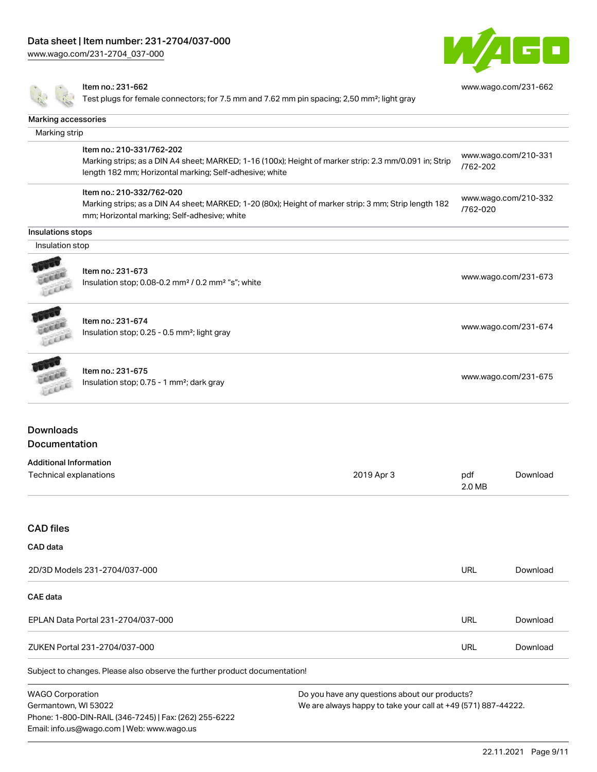| | | |
|---|---|---|
| | Item no.: 231-662<br>Test plugs for female connectors; for 7.5 mm and 7.62 mm pin spacing; 2,50 mm²; light gray | www.wago.com/231-662 |

**Marking accessories**

Marking strip

| | | |
|---|---|---|
| | Item no.: 210-331/762-202<br>Marking strips; as a DIN A4 sheet; MARKED; 1-16 (100x); Height of marker strip: 2.3 mm/0.091 in; Strip length 182 mm; Horizontal marking; Self-adhesive; white | www.wago.com/210-331/762-202 |
| | Item no.: 210-332/762-020<br>Marking strips; as a DIN A4 sheet; MARKED; 1-20 (80x); Height of marker strip: 3 mm; Strip length 182 mm; Horizontal marking; Self-adhesive; white | www.wago.com/210-332/762-020 |

**Insulations stops**

Insulation stop

| | | |
|---|---|---|
| | Item no.: 231-673<br>Insulation stop; 0.08-0.2 mm² / 0.2 mm² "s"; white | www.wago.com/231-673 |
| | Item no.: 231-674<br>Insulation stop; 0.25 - 0.5 mm²; light gray | www.wago.com/231-674 |
| | Item no.: 231-675<br>Insulation stop; 0.75 - 1 mm²; dark gray | www.wago.com/231-675 |

## Downloads

### Documentation

**Additional Information**

| | | | |
|---|---|---|---|
| Technical explanations | 2019 Apr 3 | pdf<br>2.0 MB | Download |

### CAD files

**CAD data**

| | | |
|---|---|---|
| 2D/3D Models 231-2704/037-000 | URL | Download |

**CAE data**

| | | |
|---|---|---|
| EPLAN Data Portal 231-2704/037-000 | URL | Download |
| ZUKEN Portal 231-2704/037-000 | URL | Download |

Subject to changes. Please also observe the further product documentation!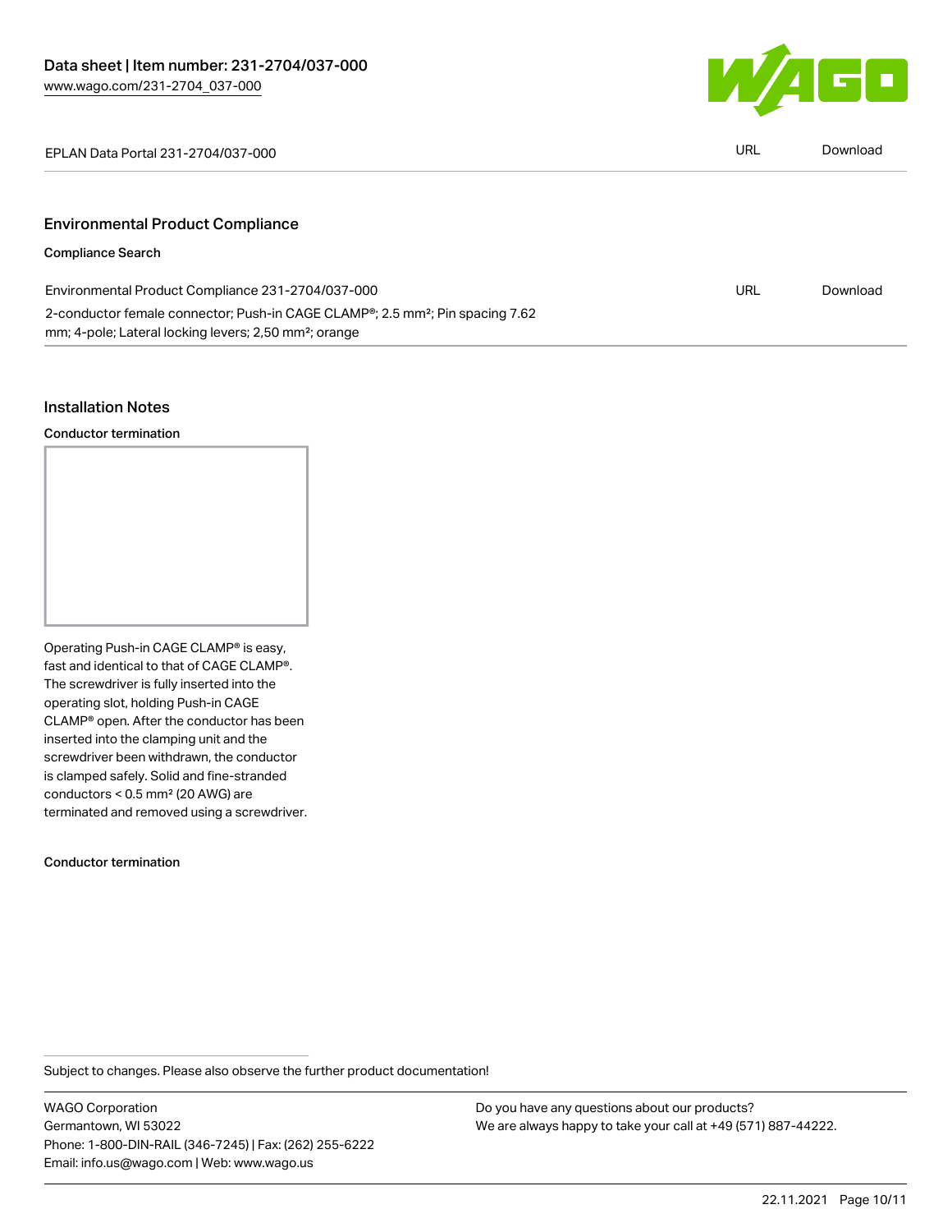| EPLAN Data Portal 231-2704/037-000 | URL | Download |
|---|---|---|

## Environmental Product Compliance

### Compliance Search

| Environmental Product Compliance 231-2704/037-000<br>2-conductor female connector; Push-in CAGE CLAMP®; 2.5 mm²; Pin spacing 7.62 mm; 4-pole; Lateral locking levers; 2,50 mm²; orange | URL | Download |
|---|---|---|

## Installation Notes

### Conductor termination

Operating Push-in CAGE CLAMP® is easy, fast and identical to that of CAGE CLAMP®. The screwdriver is fully inserted into the operating slot, holding Push-in CAGE CLAMP® open. After the conductor has been inserted into the clamping unit and the screwdriver been withdrawn, the conductor is clamped safely. Solid and fine-stranded conductors < 0.5 mm² (20 AWG) are terminated and removed using a screwdriver.

### Conductor termination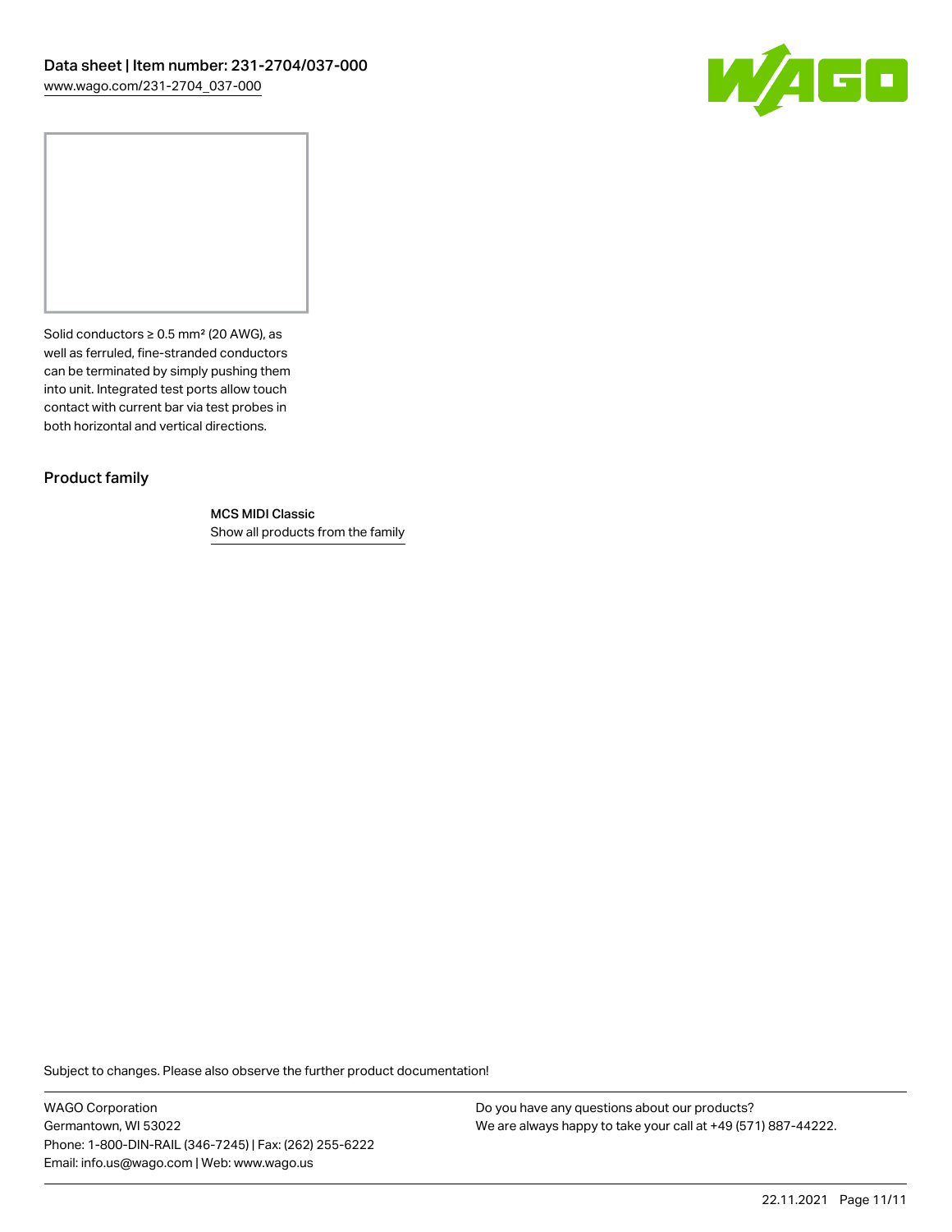Solid conductors ≥ 0.5 mm² (20 AWG), as well as ferruled, fine-stranded conductors can be terminated by simply pushing them into unit. Integrated test ports allow touch contact with current bar via test probes in both horizontal and vertical directions.

## Product family

MCS MIDI Classic
Show all products from the family

Subject to changes. Please also observe the further product documentation!

WAGO Corporation
Germantown, WI 53022
Phone: 1-800-DIN-RAIL (346-7245) | Fax: (262) 255-6222
Email: info.us@wago.com | Web: www.wago.us

Do you have any questions about our products?
We are always happy to take your call at +49 (571) 887-44222.